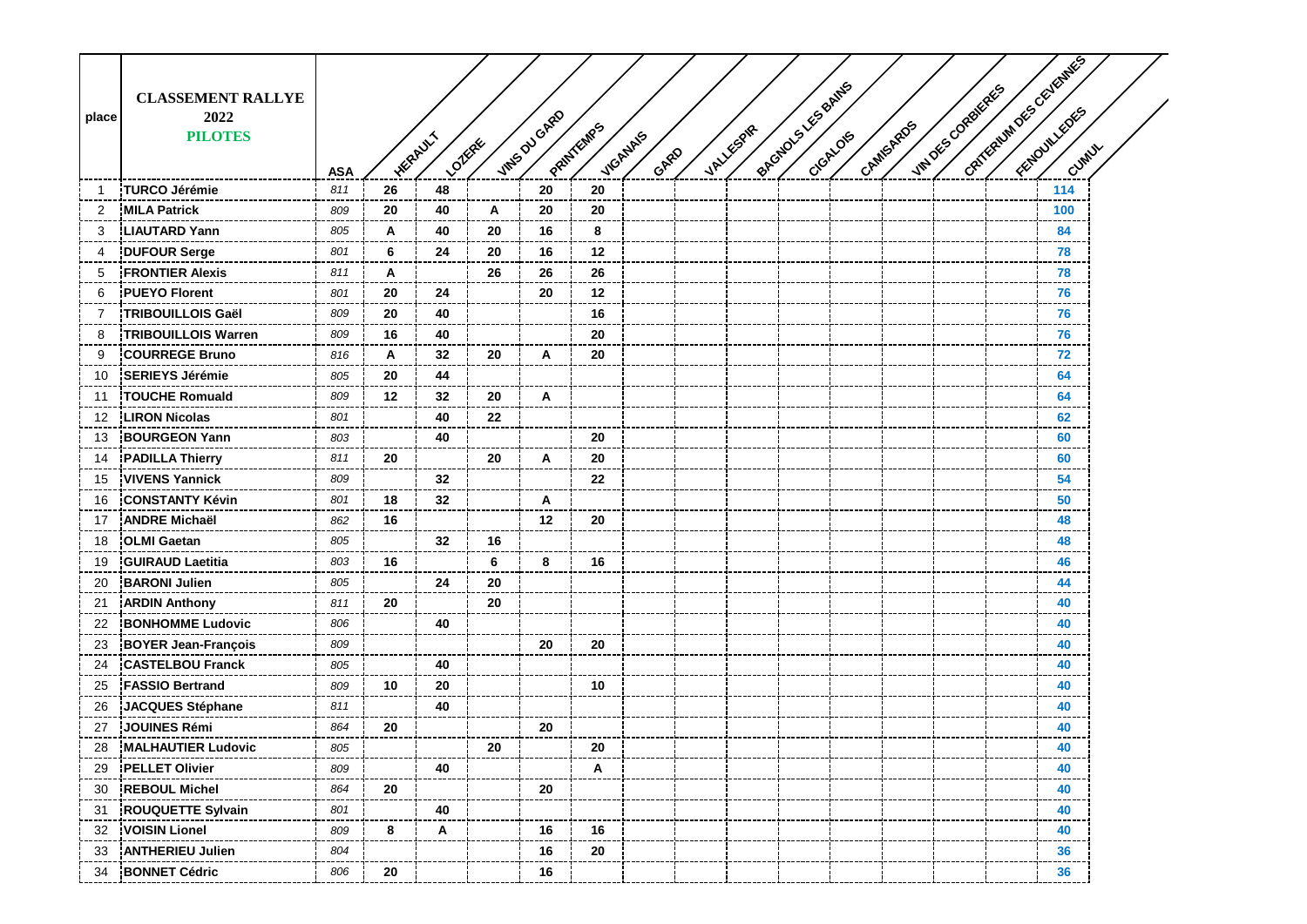| place | CLASSEMENT RALLYE 2022 PILOTES | ASA | HERAULT | LOZERE | VINS DU GARD | PRINTEMPS | VIGANAIS | GARD | VALLESPIR | BAGNOLS LES BAINS | CIGALOIS | CAMISARDS | VIN DES CORBIERES | CRITERIUM DES CEVENNES | FENOUILLEDES | CUMUL |
|---|---|---|---|---|---|---|---|---|---|---|---|---|---|---|---|---|
| 1 | **TURCO Jérémie** | *811* | **26** | **48** | | **20** | **20** | | | | | | | | | **114** |
| 2 | **MILA Patrick** | *809* | **20** | **40** | **A** | **20** | **20** | | | | | | | | | **100** |
| 3 | **LIAUTARD Yann** | *805* | **A** | **40** | **20** | **16** | **8** | | | | | | | | | **84** |
| 4 | **DUFOUR Serge** | *801* | **6** | **24** | **20** | **16** | **12** | | | | | | | | | **78** |
| 5 | **FRONTIER Alexis** | *811* | **A** | | **26** | **26** | **26** | | | | | | | | | **78** |
| 6 | **PUEYO Florent** | *801* | **20** | **24** | | **20** | **12** | | | | | | | | | **76** |
| 7 | **TRIBOUILLOIS Gaël** | *809* | **20** | **40** | | | **16** | | | | | | | | | **76** |
| 8 | **TRIBOUILLOIS Warren** | *809* | **16** | **40** | | | **20** | | | | | | | | | **76** |
| 9 | **COURREGE Bruno** | *816* | **A** | **32** | **20** | **A** | **20** | | | | | | | | | **72** |
| 10 | **SERIEYS Jérémie** | *805* | **20** | **44** | | | | | | | | | | | | **64** |
| 11 | **TOUCHE Romuald** | *809* | **12** | **32** | **20** | **A** | | | | | | | | | | **64** |
| 12 | **LIRON Nicolas** | *801* | | **40** | **22** | | | | | | | | | | | **62** |
| 13 | **BOURGEON Yann** | *803* | | **40** | | | **20** | | | | | | | | | **60** |
| 14 | **PADILLA Thierry** | *811* | **20** | | **20** | **A** | **20** | | | | | | | | | **60** |
| 15 | **VIVENS Yannick** | *809* | | **32** | | | **22** | | | | | | | | | **54** |
| 16 | **CONSTANTY Kévin** | *801* | **18** | **32** | | **A** | | | | | | | | | | **50** |
| 17 | **ANDRE Michaël** | *862* | **16** | | | **12** | **20** | | | | | | | | | **48** |
| 18 | **OLMI Gaetan** | *805* | | **32** | **16** | | | | | | | | | | | **48** |
| 19 | **GUIRAUD Laetitia** | *803* | **16** | | **6** | **8** | **16** | | | | | | | | | **46** |
| 20 | **BARONI Julien** | *805* | | **24** | **20** | | | | | | | | | | | **44** |
| 21 | **ARDIN Anthony** | *811* | **20** | | **20** | | | | | | | | | | | **40** |
| 22 | **BONHOMME Ludovic** | *806* | | **40** | | | | | | | | | | | | **40** |
| 23 | **BOYER Jean-François** | *809* | | | | **20** | **20** | | | | | | | | | **40** |
| 24 | **CASTELBOU Franck** | *805* | | **40** | | | | | | | | | | | | **40** |
| 25 | **FASSIO Bertrand** | *809* | **10** | **20** | | | **10** | | | | | | | | | **40** |
| 26 | **JACQUES Stéphane** | *811* | | **40** | | | | | | | | | | | | **40** |
| 27 | **JOUINES Rémi** | *864* | **20** | | | **20** | | | | | | | | | | **40** |
| 28 | **MALHAUTIER Ludovic** | *805* | | | **20** | | **20** | | | | | | | | | **40** |
| 29 | **PELLET Olivier** | *809* | | **40** | | | **A** | | | | | | | | | **40** |
| 30 | **REBOUL Michel** | *864* | **20** | | | **20** | | | | | | | | | | **40** |
| 31 | **ROUQUETTE Sylvain** | *801* | | **40** | | | | | | | | | | | | **40** |
| 32 | **VOISIN Lionel** | *809* | **8** | **A** | | **16** | **16** | | | | | | | | | **40** |
| 33 | **ANTHERIEU Julien** | *804* | | | | **16** | **20** | | | | | | | | | **36** |
| 34 | **BONNET Cédric** | *806* | **20** | | | **16** | | | | | | | | | | **36** |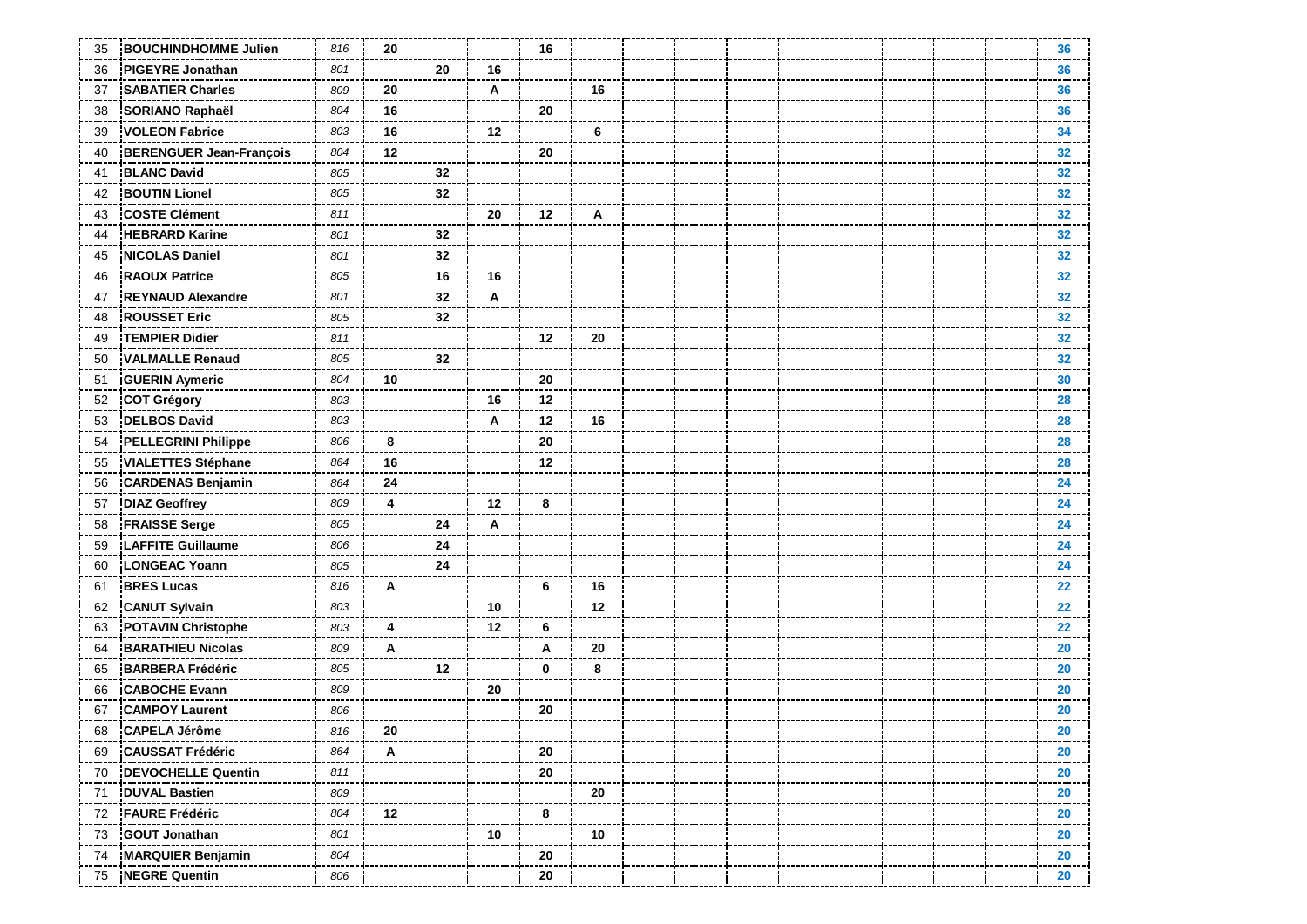| | | | | | | | | | | | | | | | | |
|---|---|---|---|---|---|---|---|---|---|---|---|---|---|---|---|---|
| 35 | BOUCHINDHOMME Julien | 816 | 20 | | | 16 | | | | | | | | | | 36 |
| 36 | PIGEYRE Jonathan | 801 | | 20 | 16 | | | | | | | | | | | 36 |
| 37 | SABATIER Charles | 809 | 20 | | A | | 16 | | | | | | | | | 36 |
| 38 | SORIANO Raphaël | 804 | 16 | | | 20 | | | | | | | | | | 36 |
| 39 | VOLEON Fabrice | 803 | 16 | | 12 | | 6 | | | | | | | | | 34 |
| 40 | BERENGUER Jean-François | 804 | 12 | | | 20 | | | | | | | | | | 32 |
| 41 | BLANC David | 805 | | 32 | | | | | | | | | | | | 32 |
| 42 | BOUTIN Lionel | 805 | | 32 | | | | | | | | | | | | 32 |
| 43 | COSTE Clément | 811 | | | 20 | 12 | A | | | | | | | | | 32 |
| 44 | HEBRARD Karine | 801 | | 32 | | | | | | | | | | | | 32 |
| 45 | NICOLAS Daniel | 801 | | 32 | | | | | | | | | | | | 32 |
| 46 | RAOUX Patrice | 805 | | 16 | 16 | | | | | | | | | | | 32 |
| 47 | REYNAUD Alexandre | 801 | | 32 | A | | | | | | | | | | | 32 |
| 48 | ROUSSET Eric | 805 | | 32 | | | | | | | | | | | | 32 |
| 49 | TEMPIER Didier | 811 | | | | 12 | 20 | | | | | | | | | 32 |
| 50 | VALMALLE Renaud | 805 | | 32 | | | | | | | | | | | | 32 |
| 51 | GUERIN Aymeric | 804 | 10 | | | 20 | | | | | | | | | | 30 |
| 52 | COT Grégory | 803 | | | 16 | 12 | | | | | | | | | | 28 |
| 53 | DELBOS David | 803 | | | A | 12 | 16 | | | | | | | | | 28 |
| 54 | PELLEGRINI Philippe | 806 | 8 | | | 20 | | | | | | | | | | 28 |
| 55 | VIALETTES Stéphane | 864 | 16 | | | 12 | | | | | | | | | | 28 |
| 56 | CARDENAS Benjamin | 864 | 24 | | | | | | | | | | | | | 24 |
| 57 | DIAZ Geoffrey | 809 | 4 | | 12 | 8 | | | | | | | | | | 24 |
| 58 | FRAISSE Serge | 805 | | 24 | A | | | | | | | | | | | 24 |
| 59 | LAFFITE Guillaume | 806 | | 24 | | | | | | | | | | | | 24 |
| 60 | LONGEAC Yoann | 805 | | 24 | | | | | | | | | | | | 24 |
| 61 | BRES Lucas | 816 | A | | | 6 | 16 | | | | | | | | | 22 |
| 62 | CANUT Sylvain | 803 | | | 10 | | 12 | | | | | | | | | 22 |
| 63 | POTAVIN Christophe | 803 | 4 | | 12 | 6 | | | | | | | | | | 22 |
| 64 | BARATHIEU Nicolas | 809 | A | | | A | 20 | | | | | | | | | 20 |
| 65 | BARBERA Frédéric | 805 | | 12 | | 0 | 8 | | | | | | | | | 20 |
| 66 | CABOCHE Evann | 809 | | | 20 | | | | | | | | | | | 20 |
| 67 | CAMPOY Laurent | 806 | | | | 20 | | | | | | | | | | 20 |
| 68 | CAPELA Jérôme | 816 | 20 | | | | | | | | | | | | | 20 |
| 69 | CAUSSAT Frédéric | 864 | A | | | 20 | | | | | | | | | | 20 |
| 70 | DEVOCHELLE Quentin | 811 | | | | 20 | | | | | | | | | | 20 |
| 71 | DUVAL Bastien | 809 | | | | | 20 | | | | | | | | | 20 |
| 72 | FAURE Frédéric | 804 | 12 | | | 8 | | | | | | | | | | 20 |
| 73 | GOUT Jonathan | 801 | | | 10 | | 10 | | | | | | | | | 20 |
| 74 | MARQUIER Benjamin | 804 | | | | 20 | | | | | | | | | | 20 |
| 75 | NEGRE Quentin | 806 | | | | 20 | | | | | | | | | | 20 |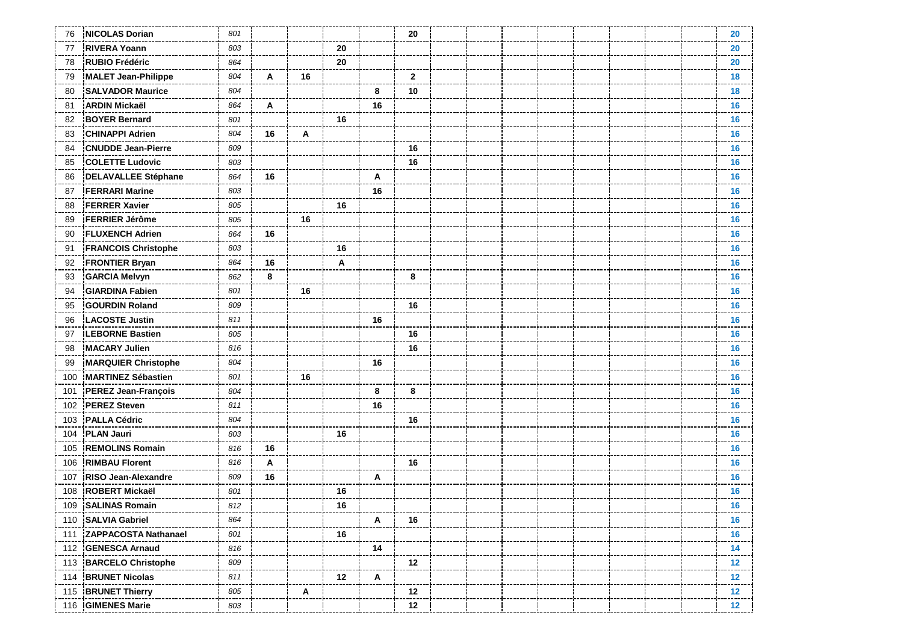| | | | | | | | | | | | | | | | | |
|---|---|---|---|---|---|---|---|---|---|---|---|---|---|---|---|---|
| 76 | **NICOLAS Dorian** | *801* | | | | | **20** | | | | | | | | | **20** |
| 77 | **RIVERA Yoann** | *803* | | | **20** | | | | | | | | | | | **20** |
| 78 | **RUBIO Frédéric** | *864* | | | **20** | | | | | | | | | | | **20** |
| 79 | **MALET Jean-Philippe** | *804* | **A** | **16** | | | **2** | | | | | | | | | **18** |
| 80 | **SALVADOR Maurice** | *804* | | | | **8** | **10** | | | | | | | | | **18** |
| 81 | **ARDIN Mickaël** | *864* | **A** | | | **16** | | | | | | | | | | **16** |
| 82 | **BOYER Bernard** | *801* | | | **16** | | | | | | | | | | | **16** |
| 83 | **CHINAPPI Adrien** | *804* | **16** | **A** | | | | | | | | | | | | **16** |
| 84 | **CNUDDE Jean-Pierre** | *809* | | | | | **16** | | | | | | | | | **16** |
| 85 | **COLETTE Ludovic** | *803* | | | | | **16** | | | | | | | | | **16** |
| 86 | **DELAVALLEE Stéphane** | *864* | **16** | | | **A** | | | | | | | | | | **16** |
| 87 | **FERRARI Marine** | *803* | | | | **16** | | | | | | | | | | **16** |
| 88 | **FERRER Xavier** | *805* | | | **16** | | | | | | | | | | | **16** |
| 89 | **FERRIER Jérôme** | *805* | | **16** | | | | | | | | | | | | **16** |
| 90 | **FLUXENCH Adrien** | *864* | **16** | | | | | | | | | | | | | **16** |
| 91 | **FRANCOIS Christophe** | *803* | | | **16** | | | | | | | | | | | **16** |
| 92 | **FRONTIER Bryan** | *864* | **16** | | **A** | | | | | | | | | | | **16** |
| 93 | **GARCIA Melvyn** | *862* | **8** | | | | **8** | | | | | | | | | **16** |
| 94 | **GIARDINA Fabien** | *801* | | **16** | | | | | | | | | | | | **16** |
| 95 | **GOURDIN Roland** | *809* | | | | | **16** | | | | | | | | | **16** |
| 96 | **LACOSTE Justin** | *811* | | | | **16** | | | | | | | | | | **16** |
| 97 | **LEBORNE Bastien** | *805* | | | | | **16** | | | | | | | | | **16** |
| 98 | **MACARY Julien** | *816* | | | | | **16** | | | | | | | | | **16** |
| 99 | **MARQUIER Christophe** | *804* | | | | **16** | | | | | | | | | | **16** |
| 100 | **MARTINEZ Sébastien** | *801* | | **16** | | | | | | | | | | | | **16** |
| 101 | **PEREZ Jean-François** | *804* | | | | **8** | **8** | | | | | | | | | **16** |
| 102 | **PEREZ Steven** | *811* | | | | **16** | | | | | | | | | | **16** |
| 103 | **PALLA Cédric** | *804* | | | | | **16** | | | | | | | | | **16** |
| 104 | **PLAN Jauri** | *803* | | | **16** | | | | | | | | | | | **16** |
| 105 | **REMOLINS Romain** | *816* | **16** | | | | | | | | | | | | | **16** |
| 106 | **RIMBAU Florent** | *816* | **A** | | | | **16** | | | | | | | | | **16** |
| 107 | **RISO Jean-Alexandre** | *809* | **16** | | | **A** | | | | | | | | | | **16** |
| 108 | **ROBERT Mickaël** | *801* | | | **16** | | | | | | | | | | | **16** |
| 109 | **SALINAS Romain** | *812* | | | **16** | | | | | | | | | | | **16** |
| 110 | **SALVIA Gabriel** | *864* | | | | **A** | **16** | | | | | | | | | **16** |
| 111 | **ZAPPACOSTA Nathanael** | *801* | | | **16** | | | | | | | | | | | **16** |
| 112 | **GENESCA Arnaud** | *816* | | | | **14** | | | | | | | | | | **14** |
| 113 | **BARCELO Christophe** | *809* | | | | | **12** | | | | | | | | | **12** |
| 114 | **BRUNET Nicolas** | *811* | | | **12** | **A** | | | | | | | | | | **12** |
| 115 | **BRUNET Thierry** | *805* | | **A** | | | **12** | | | | | | | | | **12** |
| 116 | **GIMENES Marie** | *803* | | | | | **12** | | | | | | | | | **12** |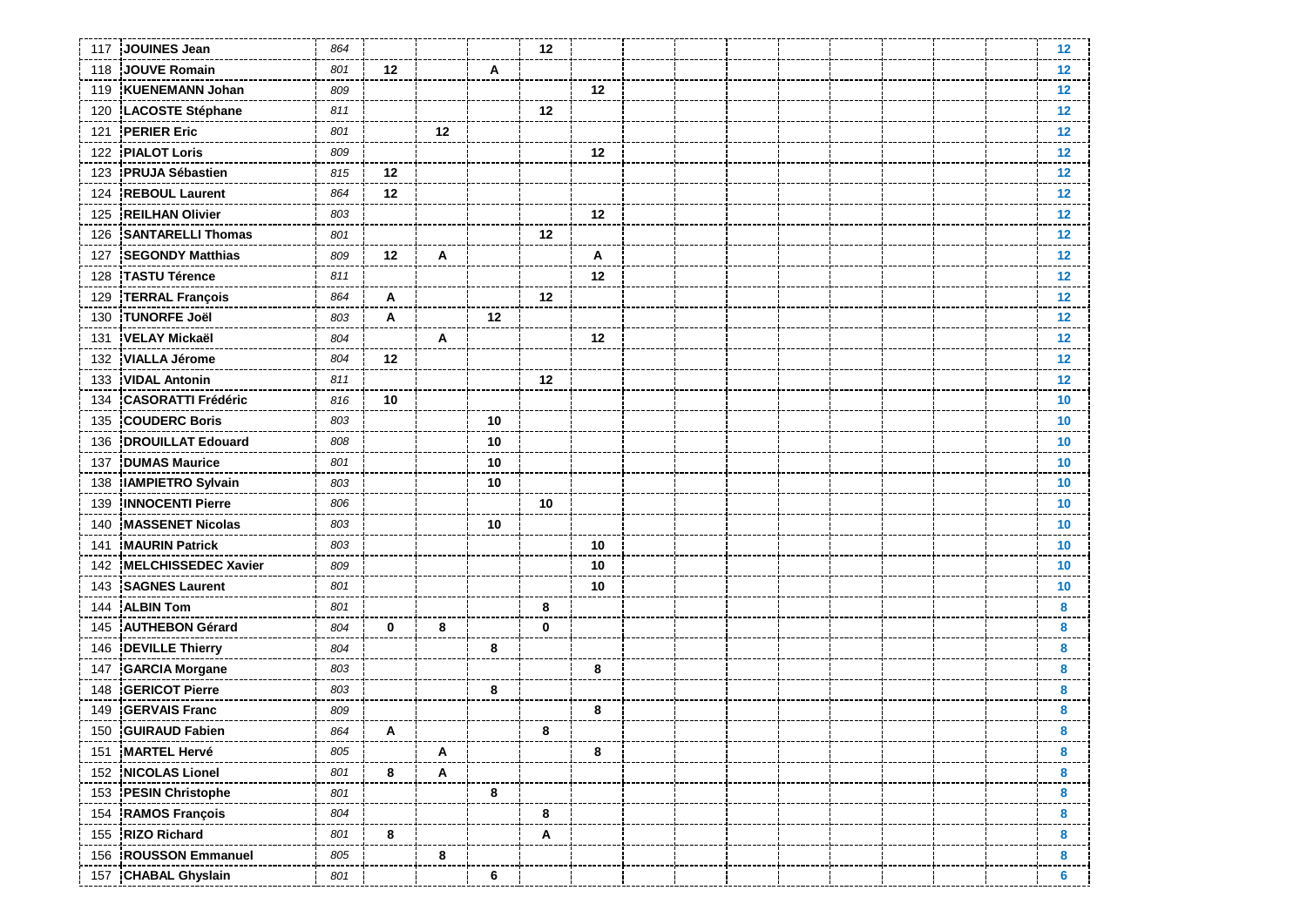| | | | | | | | | | | | | | | | | |
|---|---|---|---|---|---|---|---|---|---|---|---|---|---|---|---|---|
| 117 | **JOUINES Jean** | *864* | | | | **12** | | | | | | | | | | **12** |
| 118 | **JOUVE Romain** | *801* | **12** | | **A** | | | | | | | | | | | **12** |
| 119 | **KUENEMANN Johan** | *809* | | | | | **12** | | | | | | | | | **12** |
| 120 | **LACOSTE Stéphane** | *811* | | | | **12** | | | | | | | | | | **12** |
| 121 | **PERIER Eric** | *801* | | **12** | | | | | | | | | | | | **12** |
| 122 | **PIALOT Loris** | *809* | | | | | **12** | | | | | | | | | **12** |
| 123 | **PRUJA Sébastien** | *815* | **12** | | | | | | | | | | | | | **12** |
| 124 | **REBOUL Laurent** | *864* | **12** | | | | | | | | | | | | | **12** |
| 125 | **REILHAN Olivier** | *803* | | | | | **12** | | | | | | | | | **12** |
| 126 | **SANTARELLI Thomas** | *801* | | | | **12** | | | | | | | | | | **12** |
| 127 | **SEGONDY Matthias** | *809* | **12** | **A** | | | **A** | | | | | | | | | **12** |
| 128 | **TASTU Térence** | *811* | | | | | **12** | | | | | | | | | **12** |
| 129 | **TERRAL François** | *864* | **A** | | | **12** | | | | | | | | | | **12** |
| 130 | **TUNORFE Joël** | *803* | **A** | | **12** | | | | | | | | | | | **12** |
| 131 | **VELAY Mickaël** | *804* | | **A** | | | **12** | | | | | | | | | **12** |
| 132 | **VIALLA Jérome** | *804* | **12** | | | | | | | | | | | | | **12** |
| 133 | **VIDAL Antonin** | *811* | | | | **12** | | | | | | | | | | **12** |
| 134 | **CASORATTI Frédéric** | *816* | **10** | | | | | | | | | | | | | **10** |
| 135 | **COUDERC Boris** | *803* | | | **10** | | | | | | | | | | | **10** |
| 136 | **DROUILLAT Edouard** | *808* | | | **10** | | | | | | | | | | | **10** |
| 137 | **DUMAS Maurice** | *801* | | | **10** | | | | | | | | | | | **10** |
| 138 | **IAMPIETRO Sylvain** | *803* | | | **10** | | | | | | | | | | | **10** |
| 139 | **INNOCENTI Pierre** | *806* | | | | **10** | | | | | | | | | | **10** |
| 140 | **MASSENET Nicolas** | *803* | | | **10** | | | | | | | | | | | **10** |
| 141 | **MAURIN Patrick** | *803* | | | | | **10** | | | | | | | | | **10** |
| 142 | **MELCHISSEDEC Xavier** | *809* | | | | | **10** | | | | | | | | | **10** |
| 143 | **SAGNES Laurent** | *801* | | | | | **10** | | | | | | | | | **10** |
| 144 | **ALBIN Tom** | *801* | | | | **8** | | | | | | | | | | **8** |
| 145 | **AUTHEBON Gérard** | *804* | **0** | **8** | | **0** | | | | | | | | | | **8** |
| 146 | **DEVILLE Thierry** | *804* | | | **8** | | | | | | | | | | | **8** |
| 147 | **GARCIA Morgane** | *803* | | | | | **8** | | | | | | | | | **8** |
| 148 | **GERICOT Pierre** | *803* | | | **8** | | | | | | | | | | | **8** |
| 149 | **GERVAIS Franc** | *809* | | | | | **8** | | | | | | | | | **8** |
| 150 | **GUIRAUD Fabien** | *864* | **A** | | | **8** | | | | | | | | | | **8** |
| 151 | **MARTEL Hervé** | *805* | | **A** | | | **8** | | | | | | | | | **8** |
| 152 | **NICOLAS Lionel** | *801* | **8** | **A** | | | | | | | | | | | | **8** |
| 153 | **PESIN Christophe** | *801* | | | **8** | | | | | | | | | | | **8** |
| 154 | **RAMOS François** | *804* | | | | **8** | | | | | | | | | | **8** |
| 155 | **RIZO Richard** | *801* | **8** | | | **A** | | | | | | | | | | **8** |
| 156 | **ROUSSON Emmanuel** | *805* | | **8** | | | | | | | | | | | | **8** |
| 157 | **CHABAL Ghyslain** | *801* | | | **6** | | | | | | | | | | | **6** |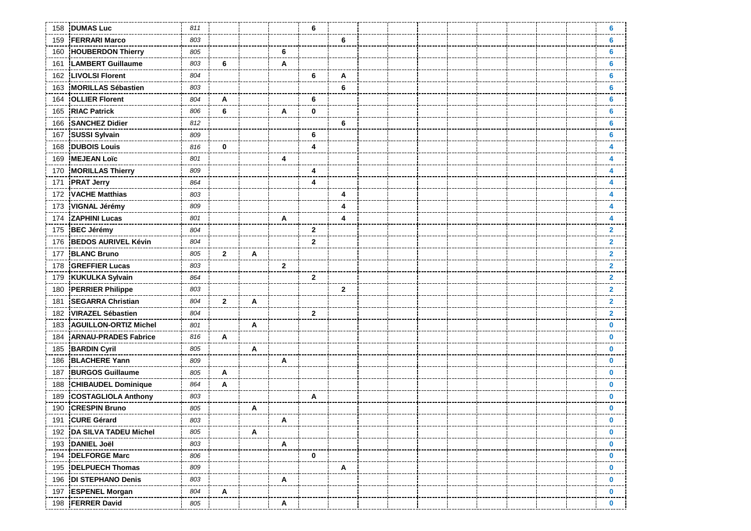| | | | | | | | | | | | | | | | | |
|---|---|---|---|---|---|---|---|---|---|---|---|---|---|---|---|---|
| 158 | **DUMAS Luc** | *811* | | | | **6** | | | | | | | | | | **6** |
| 159 | **FERRARI Marco** | *803* | | | | | **6** | | | | | | | | | **6** |
| 160 | **HOUBERDON Thierry** | *805* | | | **6** | | | | | | | | | | | **6** |
| 161 | **LAMBERT Guillaume** | *803* | **6** | | **A** | | | | | | | | | | | **6** |
| 162 | **LIVOLSI Florent** | *804* | | | | **6** | **A** | | | | | | | | | **6** |
| 163 | **MORILLAS Sébastien** | *803* | | | | | **6** | | | | | | | | | **6** |
| 164 | **OLLIER Florent** | *804* | **A** | | | **6** | | | | | | | | | | **6** |
| 165 | **RIAC Patrick** | *806* | **6** | | **A** | **0** | | | | | | | | | | **6** |
| 166 | **SANCHEZ Didier** | *812* | | | | | **6** | | | | | | | | | **6** |
| 167 | **SUSSI Sylvain** | *809* | | | | **6** | | | | | | | | | | **6** |
| 168 | **DUBOIS Louis** | *816* | **0** | | | **4** | | | | | | | | | | **4** |
| 169 | **MEJEAN Loïc** | *801* | | | **4** | | | | | | | | | | | **4** |
| 170 | **MORILLAS Thierry** | *809* | | | | **4** | | | | | | | | | | **4** |
| 171 | **PRAT Jerry** | *864* | | | | **4** | | | | | | | | | | **4** |
| 172 | **VACHE Matthias** | *803* | | | | | **4** | | | | | | | | | **4** |
| 173 | **VIGNAL Jérémy** | *809* | | | | | **4** | | | | | | | | | **4** |
| 174 | **ZAPHINI Lucas** | *801* | | | **A** | | **4** | | | | | | | | | **4** |
| 175 | **BEC Jérémy** | *804* | | | | **2** | | | | | | | | | | **2** |
| 176 | **BEDOS AURIVEL Kévin** | *804* | | | | **2** | | | | | | | | | | **2** |
| 177 | **BLANC Bruno** | *805* | **2** | **A** | | | | | | | | | | | | **2** |
| 178 | **GREFFIER Lucas** | *803* | | | **2** | | | | | | | | | | | **2** |
| 179 | **KUKULKA Sylvain** | *864* | | | | **2** | | | | | | | | | | **2** |
| 180 | **PERRIER Philippe** | *803* | | | | | **2** | | | | | | | | | **2** |
| 181 | **SEGARRA Christian** | *804* | **2** | **A** | | | | | | | | | | | | **2** |
| 182 | **VIRAZEL Sébastien** | *804* | | | | **2** | | | | | | | | | | **2** |
| 183 | **AGUILLON-ORTIZ Michel** | *801* | | **A** | | | | | | | | | | | | **0** |
| 184 | **ARNAU-PRADES Fabrice** | *816* | **A** | | | | | | | | | | | | | **0** |
| 185 | **BARDIN Cyril** | *805* | | **A** | | | | | | | | | | | | **0** |
| 186 | **BLACHERE Yann** | *809* | | | **A** | | | | | | | | | | | **0** |
| 187 | **BURGOS Guillaume** | *805* | **A** | | | | | | | | | | | | | **0** |
| 188 | **CHIBAUDEL Dominique** | *864* | **A** | | | | | | | | | | | | | **0** |
| 189 | **COSTAGLIOLA Anthony** | *803* | | | | **A** | | | | | | | | | | **0** |
| 190 | **CRESPIN Bruno** | *805* | | **A** | | | | | | | | | | | | **0** |
| 191 | **CURE Gérard** | *803* | | | **A** | | | | | | | | | | | **0** |
| 192 | **DA SILVA TADEU Michel** | *805* | | **A** | | | | | | | | | | | | **0** |
| 193 | **DANIEL Joël** | *803* | | | **A** | | | | | | | | | | | **0** |
| 194 | **DELFORGE Marc** | *806* | | | | **0** | | | | | | | | | | **0** |
| 195 | **DELPUECH Thomas** | *809* | | | | | **A** | | | | | | | | | **0** |
| 196 | **DI STEPHANO Denis** | *803* | | | **A** | | | | | | | | | | | **0** |
| 197 | **ESPENEL Morgan** | *804* | **A** | | | | | | | | | | | | | **0** |
| 198 | **FERRER David** | *805* | | | **A** | | | | | | | | | | | **0** |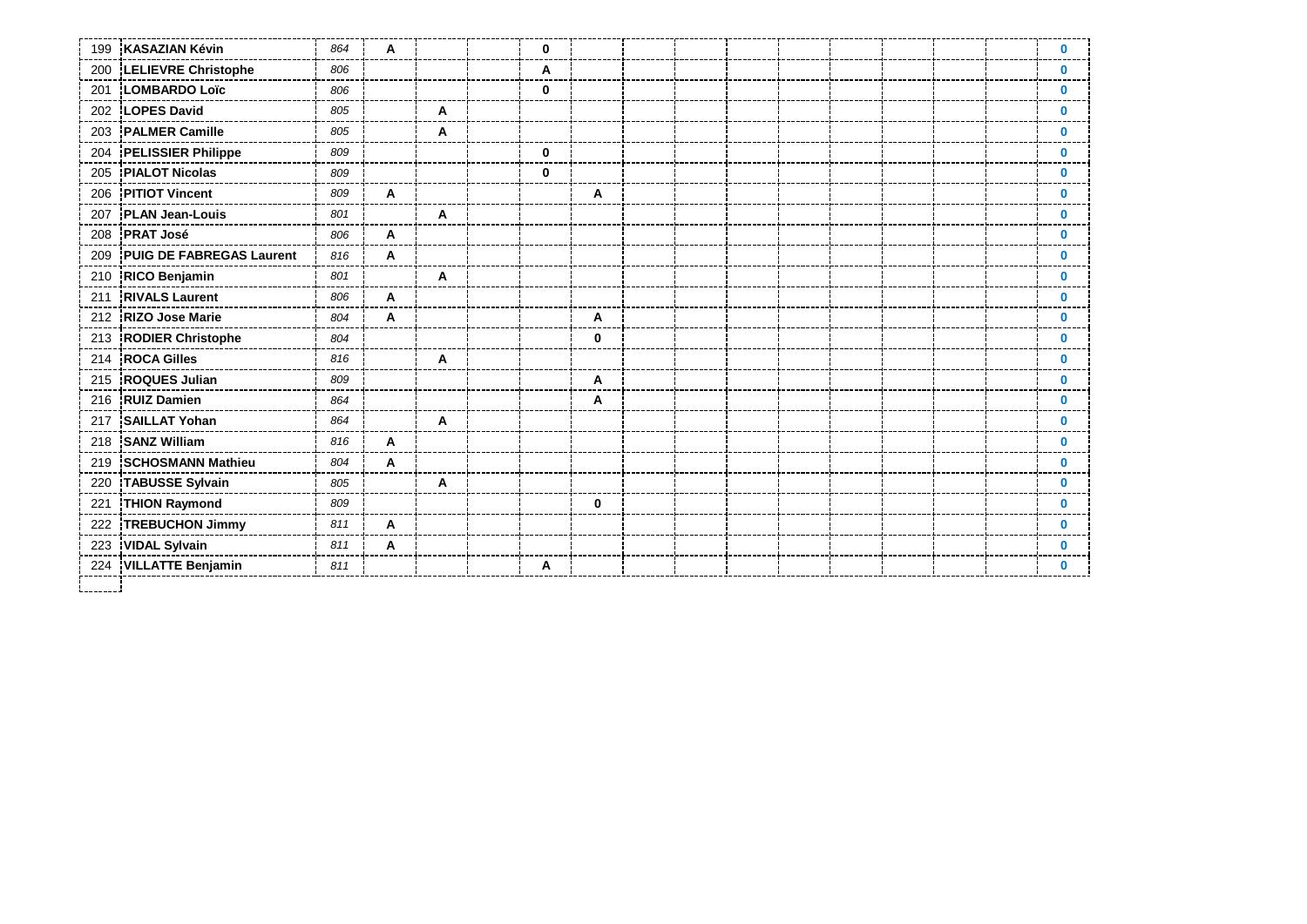| | | | | | | | | | | | | | | | | |
|---|---|---|---|---|---|---|---|---|---|---|---|---|---|---|---|---|
| 199 | **KASAZIAN Kévin** | *864* | **A** | | | **0** | | | | | | | | | | **0** |
| 200 | **LELIEVRE Christophe** | *806* | | | | **A** | | | | | | | | | | **0** |
| 201 | **LOMBARDO Loïc** | *806* | | | | **0** | | | | | | | | | | **0** |
| 202 | **LOPES David** | *805* | | **A** | | | | | | | | | | | | **0** |
| 203 | **PALMER Camille** | *805* | | **A** | | | | | | | | | | | | **0** |
| 204 | **PELISSIER Philippe** | *809* | | | | **0** | | | | | | | | | | **0** |
| 205 | **PIALOT Nicolas** | *809* | | | | **0** | | | | | | | | | | **0** |
| 206 | **PITIOT Vincent** | *809* | **A** | | | | **A** | | | | | | | | | **0** |
| 207 | **PLAN Jean-Louis** | *801* | | **A** | | | | | | | | | | | | **0** |
| 208 | **PRAT José** | *806* | **A** | | | | | | | | | | | | | **0** |
| 209 | **PUIG DE FABREGAS Laurent** | *816* | **A** | | | | | | | | | | | | | **0** |
| 210 | **RICO Benjamin** | *801* | | **A** | | | | | | | | | | | | **0** |
| 211 | **RIVALS Laurent** | *806* | **A** | | | | | | | | | | | | | **0** |
| 212 | **RIZO Jose Marie** | *804* | **A** | | | | **A** | | | | | | | | | **0** |
| 213 | **RODIER Christophe** | *804* | | | | | **0** | | | | | | | | | **0** |
| 214 | **ROCA Gilles** | *816* | | **A** | | | | | | | | | | | | **0** |
| 215 | **ROQUES Julian** | *809* | | | | | **A** | | | | | | | | | **0** |
| 216 | **RUIZ Damien** | *864* | | | | | **A** | | | | | | | | | **0** |
| 217 | **SAILLAT Yohan** | *864* | | **A** | | | | | | | | | | | | **0** |
| 218 | **SANZ William** | *816* | **A** | | | | | | | | | | | | | **0** |
| 219 | **SCHOSMANN Mathieu** | *804* | **A** | | | | | | | | | | | | | **0** |
| 220 | **TABUSSE Sylvain** | *805* | | **A** | | | | | | | | | | | | **0** |
| 221 | **THION Raymond** | *809* | | | | | **0** | | | | | | | | | **0** |
| 222 | **TREBUCHON Jimmy** | *811* | **A** | | | | | | | | | | | | | **0** |
| 223 | **VIDAL Sylvain** | *811* | **A** | | | | | | | | | | | | | **0** |
| 224 | **VILLATTE Benjamin** | *811* | | | | **A** | | | | | | | | | | **0** |